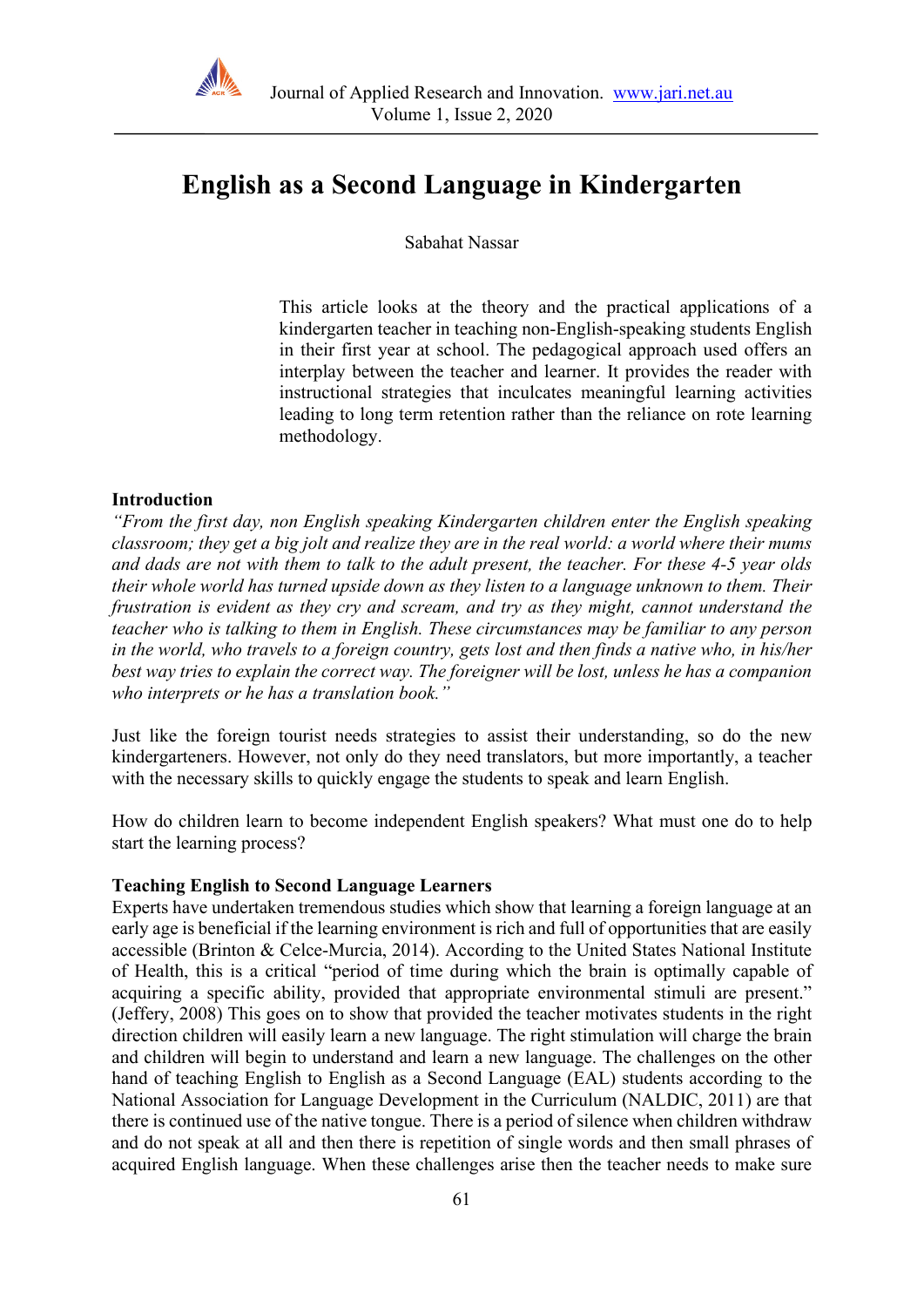# English as a Second Language in Kindergarten

Sabahat Nassar

This article looks at the theory and the practical applications of a kindergarten teacher in teaching non-English-speaking students English in their first year at school. The pedagogical approach used offers an interplay between the teacher and learner. It provides the reader with instructional strategies that inculcates meaningful learning activities leading to long term retention rather than the reliance on rote learning methodology.

## Introduction

*"From the first day, non English speaking Kindergarten children enter the English speaking classroom; they get a big jolt and realize they are in the real world: a world where their mums and dads are not with them to talk to the adult present, the teacher. For these 4-5 year olds their whole world has turned upside down as they listen to a language unknown to them. Their frustration is evident as they cry and scream, and try as they might, cannot understand the teacher who is talking to them in English. These circumstances may be familiar to any person in the world, who travels to a foreign country, gets lost and then finds a native who, in his/her best way tries to explain the correct way. The foreigner will be lost, unless he has a companion who interprets or he has a translation book."*

Just like the foreign tourist needs strategies to assist their understanding, so do the new kindergarteners. However, not only do they need translators, but more importantly, a teacher with the necessary skills to quickly engage the students to speak and learn English.

How do children learn to become independent English speakers? What must one do to help start the learning process?

## Teaching English to Second Language Learners

Experts have undertaken tremendous studies which show that learning a foreign language at an early age is beneficial if the learning environment is rich and full of opportunities that are easily accessible (Brinton & Celce-Murcia, 2014). According to the United States National Institute of Health, this is a critical "period of time during which the brain is optimally capable of acquiring a specific ability, provided that appropriate environmental stimuli are present." (Jeffery, 2008) This goes on to show that provided the teacher motivates students in the right direction children will easily learn a new language. The right stimulation will charge the brain and children will begin to understand and learn a new language. The challenges on the other hand of teaching English to English as a Second Language (EAL) students according to the National Association for Language Development in the Curriculum (NALDIC, 2011) are that there is continued use of the native tongue. There is a period of silence when children withdraw and do not speak at all and then there is repetition of single words and then small phrases of acquired English language. When these challenges arise then the teacher needs to make sure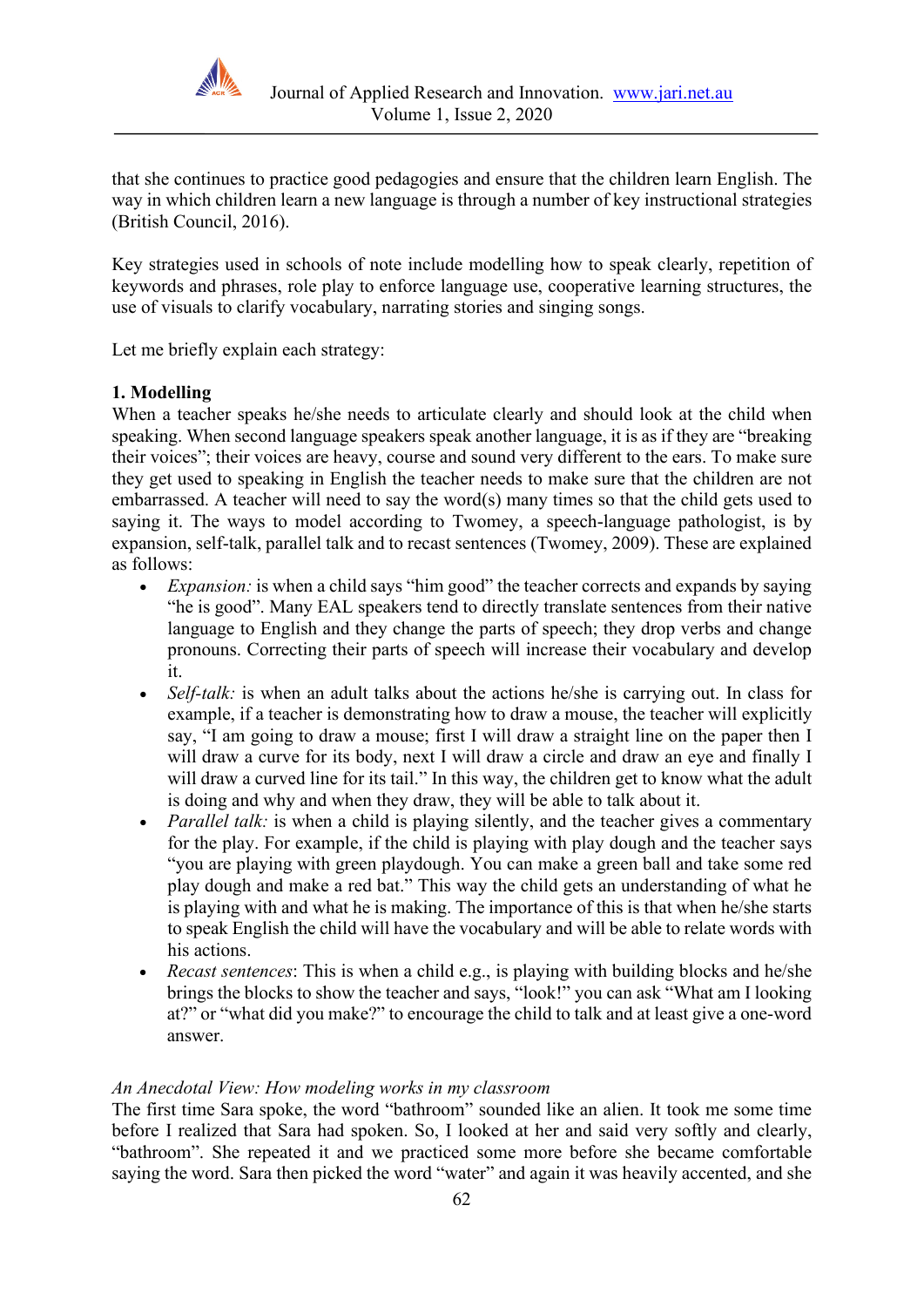that she continues to practice good pedagogies and ensure that the children learn English. The way in which children learn a new language is through a number of key instructional strategies (British Council, 2016).

Key strategies used in schools of note include modelling how to speak clearly, repetition of keywords and phrases, role play to enforce language use, cooperative learning structures, the use of visuals to clarify vocabulary, narrating stories and singing songs.

Let me briefly explain each strategy:

**1. Modelling**

When a teacher speaks he/she needs to articulate clearly and should look at the child when speaking. When second language speakers speak another language, it is as if they are "breaking their voices"; their voices are heavy, course and sound very different to the ears. To make sure they get used to speaking in English the teacher needs to make sure that the children are not embarrassed. A teacher will need to say the word(s) many times so that the child gets used to saying it. The ways to model according to Twomey, a speech-language pathologist, is by expansion, self-talk, parallel talk and to recast sentences (Twomey, 2009). These are explained as follows:

- *Expansion:* is when a child says "him good" the teacher corrects and expands by saying "he is good". Many EAL speakers tend to directly translate sentences from their native language to English and they change the parts of speech; they drop verbs and change pronouns. Correcting their parts of speech will increase their vocabulary and develop it.
- *Self-talk:* is when an adult talks about the actions he/she is carrying out. In class for example, if a teacher is demonstrating how to draw a mouse, the teacher will explicitly say, "I am going to draw a mouse; first I will draw a straight line on the paper then I will draw a curve for its body, next I will draw a circle and draw an eye and finally I will draw a curved line for its tail." In this way, the children get to know what the adult is doing and why and when they draw, they will be able to talk about it.
- *Parallel talk:* is when a child is playing silently, and the teacher gives a commentary for the play. For example, if the child is playing with play dough and the teacher says "you are playing with green playdough. You can make a green ball and take some red play dough and make a red bat." This way the child gets an understanding of what he is playing with and what he is making. The importance of this is that when he/she starts to speak English the child will have the vocabulary and will be able to relate words with his actions.
- *Recast sentences*: This is when a child e.g., is playing with building blocks and he/she brings the blocks to show the teacher and says, "look!" you can ask "What am I looking at?" or "what did you make?" to encourage the child to talk and at least give a one-word answer.

*An Anecdotal View: How modeling works in my classroom*

The first time Sara spoke, the word "bathroom" sounded like an alien. It took me some time before I realized that Sara had spoken. So, I looked at her and said very softly and clearly, "bathroom". She repeated it and we practiced some more before she became comfortable saying the word. Sara then picked the word "water" and again it was heavily accented, and she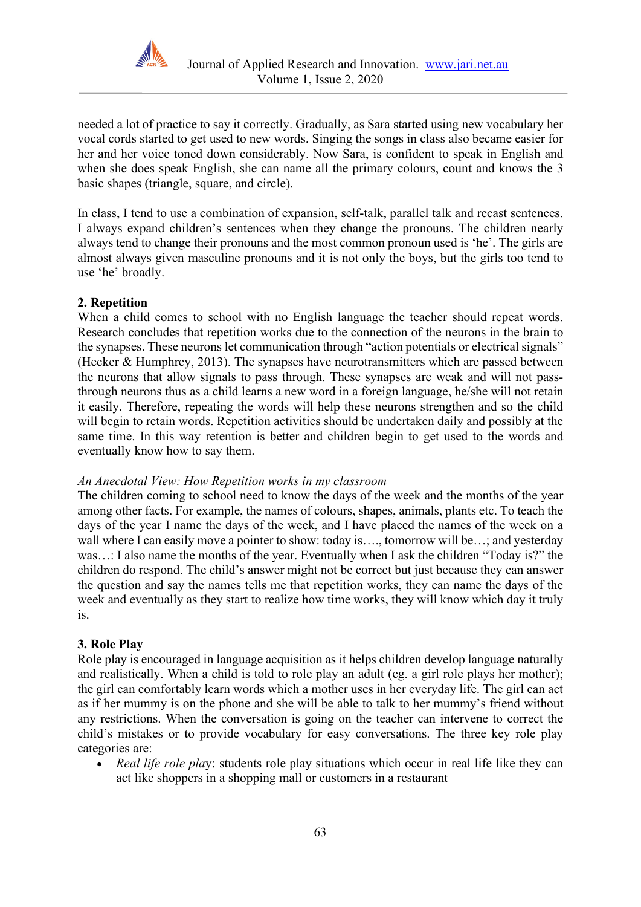needed a lot of practice to say it correctly. Gradually, as Sara started using new vocabulary her vocal cords started to get used to new words. Singing the songs in class also became easier for her and her voice toned down considerably. Now Sara, is confident to speak in English and when she does speak English, she can name all the primary colours, count and knows the 3 basic shapes (triangle, square, and circle).

In class, I tend to use a combination of expansion, self-talk, parallel talk and recast sentences. I always expand children's sentences when they change the pronouns. The children nearly always tend to change their pronouns and the most common pronoun used is 'he'. The girls are almost always given masculine pronouns and it is not only the boys, but the girls too tend to use 'he' broadly.

**2. Repetition**

When a child comes to school with no English language the teacher should repeat words. Research concludes that repetition works due to the connection of the neurons in the brain to the synapses. These neurons let communication through "action potentials or electrical signals" (Hecker & Humphrey, 2013). The synapses have neurotransmitters which are passed between the neurons that allow signals to pass through. These synapses are weak and will not pass-through neurons thus as a child learns a new word in a foreign language, he/she will not retain it easily. Therefore, repeating the words will help these neurons strengthen and so the child will begin to retain words. Repetition activities should be undertaken daily and possibly at the same time. In this way retention is better and children begin to get used to the words and eventually know how to say them.

*An Anecdotal View: How Repetition works in my classroom*

The children coming to school need to know the days of the week and the months of the year among other facts. For example, the names of colours, shapes, animals, plants etc. To teach the days of the year I name the days of the week, and I have placed the names of the week on a wall where I can easily move a pointer to show: today is…., tomorrow will be…; and yesterday was…: I also name the months of the year. Eventually when I ask the children "Today is?" the children do respond. The child's answer might not be correct but just because they can answer the question and say the names tells me that repetition works, they can name the days of the week and eventually as they start to realize how time works, they will know which day it truly is.

**3. Role Play**

Role play is encouraged in language acquisition as it helps children develop language naturally and realistically. When a child is told to role play an adult (eg. a girl role plays her mother); the girl can comfortably learn words which a mother uses in her everyday life. The girl can act as if her mummy is on the phone and she will be able to talk to her mummy's friend without any restrictions. When the conversation is going on the teacher can intervene to correct the child's mistakes or to provide vocabulary for easy conversations. The three key role play categories are:

- *Real life role play*: students role play situations which occur in real life like they can act like shoppers in a shopping mall or customers in a restaurant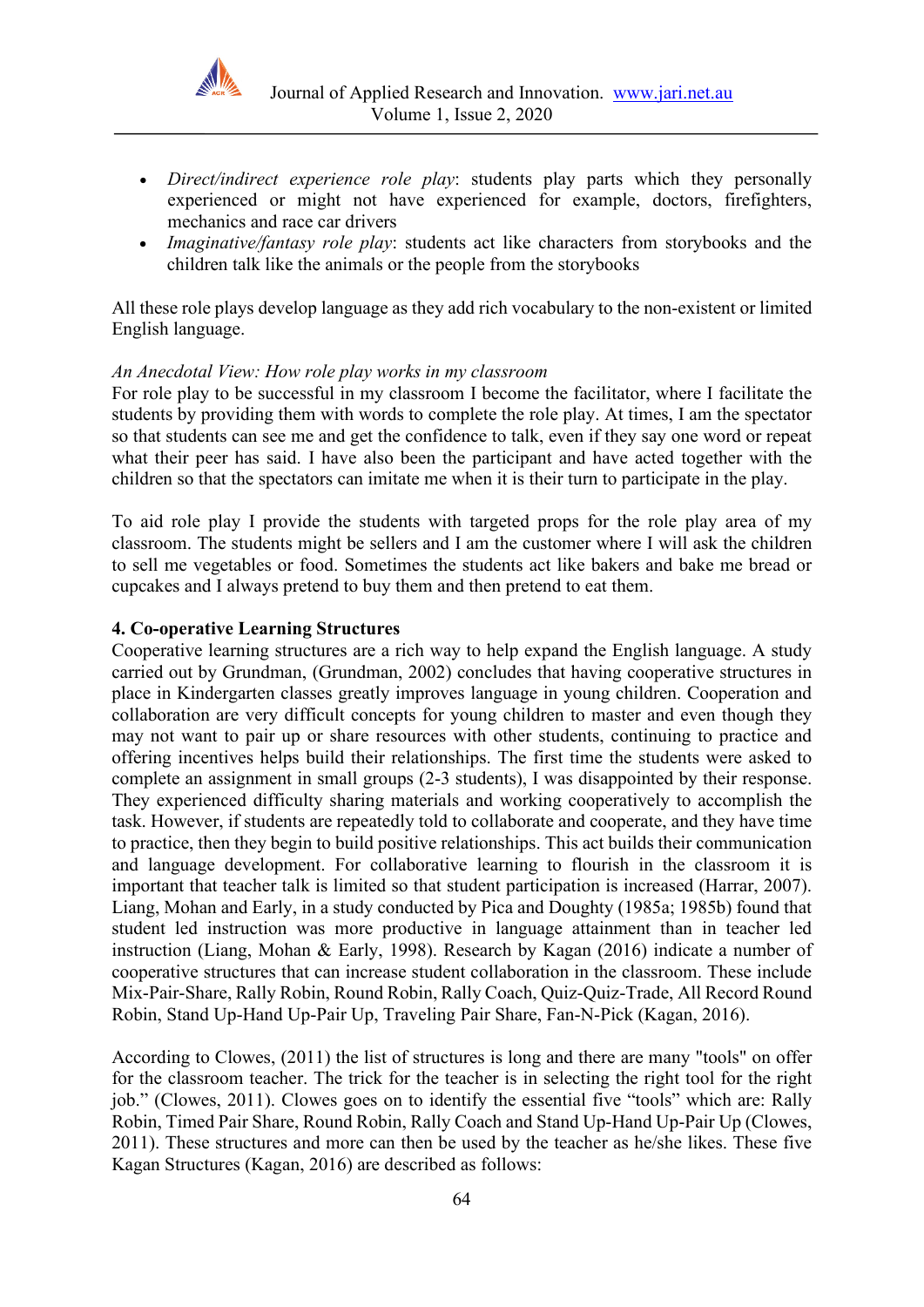- *Direct/indirect experience role play*: students play parts which they personally experienced or might not have experienced for example, doctors, firefighters, mechanics and race car drivers
- *Imaginative/fantasy role play*: students act like characters from storybooks and the children talk like the animals or the people from the storybooks

All these role plays develop language as they add rich vocabulary to the non-existent or limited English language.

*An Anecdotal View: How role play works in my classroom*
For role play to be successful in my classroom I become the facilitator, where I facilitate the students by providing them with words to complete the role play. At times, I am the spectator so that students can see me and get the confidence to talk, even if they say one word or repeat what their peer has said. I have also been the participant and have acted together with the children so that the spectators can imitate me when it is their turn to participate in the play.

To aid role play I provide the students with targeted props for the role play area of my classroom. The students might be sellers and I am the customer where I will ask the children to sell me vegetables or food. Sometimes the students act like bakers and bake me bread or cupcakes and I always pretend to buy them and then pretend to eat them.

**4. Co-operative Learning Structures**

Cooperative learning structures are a rich way to help expand the English language. A study carried out by Grundman, (Grundman, 2002) concludes that having cooperative structures in place in Kindergarten classes greatly improves language in young children. Cooperation and collaboration are very difficult concepts for young children to master and even though they may not want to pair up or share resources with other students, continuing to practice and offering incentives helps build their relationships. The first time the students were asked to complete an assignment in small groups (2-3 students), I was disappointed by their response. They experienced difficulty sharing materials and working cooperatively to accomplish the task. However, if students are repeatedly told to collaborate and cooperate, and they have time to practice, then they begin to build positive relationships. This act builds their communication and language development. For collaborative learning to flourish in the classroom it is important that teacher talk is limited so that student participation is increased (Harrar, 2007). Liang, Mohan and Early, in a study conducted by Pica and Doughty (1985a; 1985b) found that student led instruction was more productive in language attainment than in teacher led instruction (Liang, Mohan & Early, 1998). Research by Kagan (2016) indicate a number of cooperative structures that can increase student collaboration in the classroom. These include Mix-Pair-Share, Rally Robin, Round Robin, Rally Coach, Quiz-Quiz-Trade, All Record Round Robin, Stand Up-Hand Up-Pair Up, Traveling Pair Share, Fan-N-Pick (Kagan, 2016).

According to Clowes, (2011) the list of structures is long and there are many "tools" on offer for the classroom teacher. The trick for the teacher is in selecting the right tool for the right job." (Clowes, 2011). Clowes goes on to identify the essential five "tools" which are: Rally Robin, Timed Pair Share, Round Robin, Rally Coach and Stand Up-Hand Up-Pair Up (Clowes, 2011). These structures and more can then be used by the teacher as he/she likes. These five Kagan Structures (Kagan, 2016) are described as follows: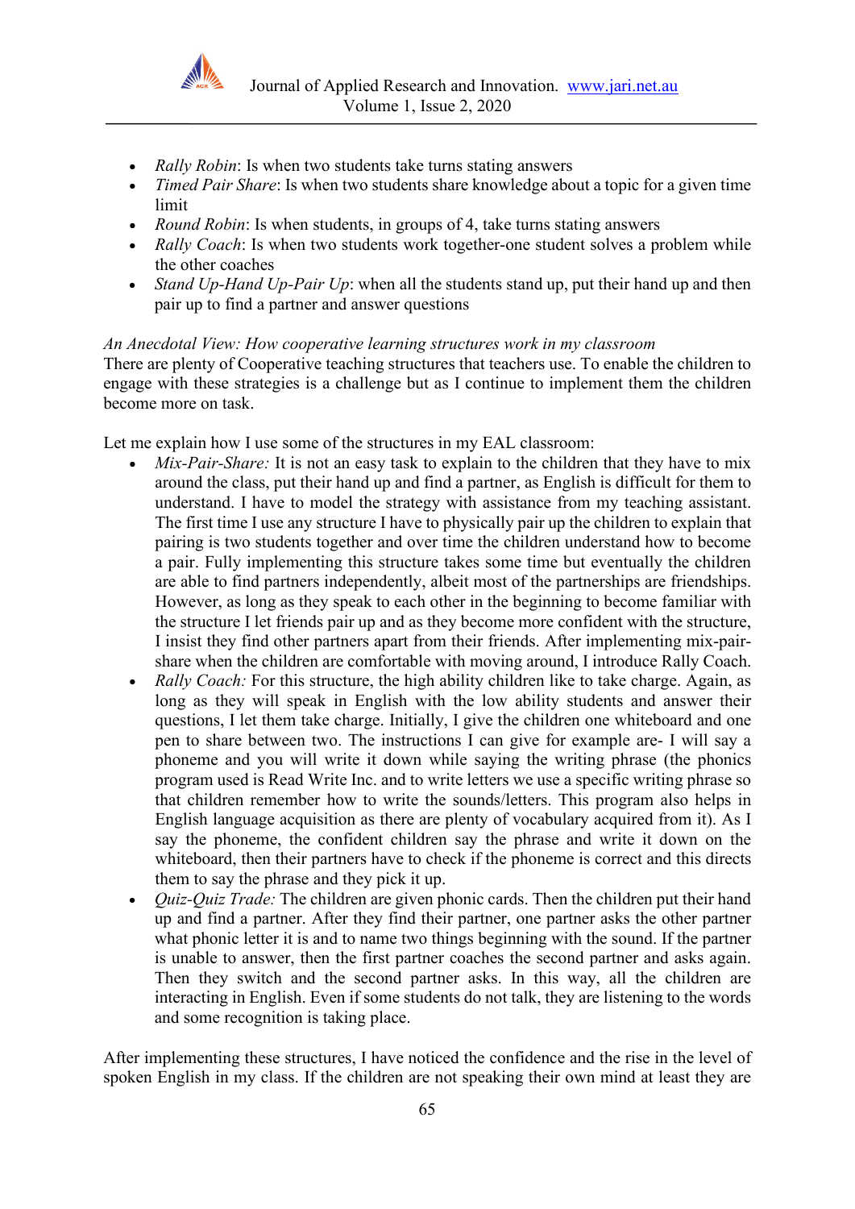- *Rally Robin*: Is when two students take turns stating answers
- *Timed Pair Share*: Is when two students share knowledge about a topic for a given time limit
- *Round Robin*: Is when students, in groups of 4, take turns stating answers
- *Rally Coach*: Is when two students work together-one student solves a problem while the other coaches
- *Stand Up-Hand Up-Pair Up*: when all the students stand up, put their hand up and then pair up to find a partner and answer questions

*An Anecdotal View: How cooperative learning structures work in my classroom*

There are plenty of Cooperative teaching structures that teachers use. To enable the children to engage with these strategies is a challenge but as I continue to implement them the children become more on task.

Let me explain how I use some of the structures in my EAL classroom:

- *Mix-Pair-Share:* It is not an easy task to explain to the children that they have to mix around the class, put their hand up and find a partner, as English is difficult for them to understand. I have to model the strategy with assistance from my teaching assistant. The first time I use any structure I have to physically pair up the children to explain that pairing is two students together and over time the children understand how to become a pair. Fully implementing this structure takes some time but eventually the children are able to find partners independently, albeit most of the partnerships are friendships. However, as long as they speak to each other in the beginning to become familiar with the structure I let friends pair up and as they become more confident with the structure, I insist they find other partners apart from their friends. After implementing mix-pair-share when the children are comfortable with moving around, I introduce Rally Coach.
- *Rally Coach:* For this structure, the high ability children like to take charge. Again, as long as they will speak in English with the low ability students and answer their questions, I let them take charge. Initially, I give the children one whiteboard and one pen to share between two. The instructions I can give for example are- I will say a phoneme and you will write it down while saying the writing phrase (the phonics program used is Read Write Inc. and to write letters we use a specific writing phrase so that children remember how to write the sounds/letters. This program also helps in English language acquisition as there are plenty of vocabulary acquired from it). As I say the phoneme, the confident children say the phrase and write it down on the whiteboard, then their partners have to check if the phoneme is correct and this directs them to say the phrase and they pick it up.
- *Quiz-Quiz Trade:* The children are given phonic cards. Then the children put their hand up and find a partner. After they find their partner, one partner asks the other partner what phonic letter it is and to name two things beginning with the sound. If the partner is unable to answer, then the first partner coaches the second partner and asks again. Then they switch and the second partner asks. In this way, all the children are interacting in English. Even if some students do not talk, they are listening to the words and some recognition is taking place.

After implementing these structures, I have noticed the confidence and the rise in the level of spoken English in my class. If the children are not speaking their own mind at least they are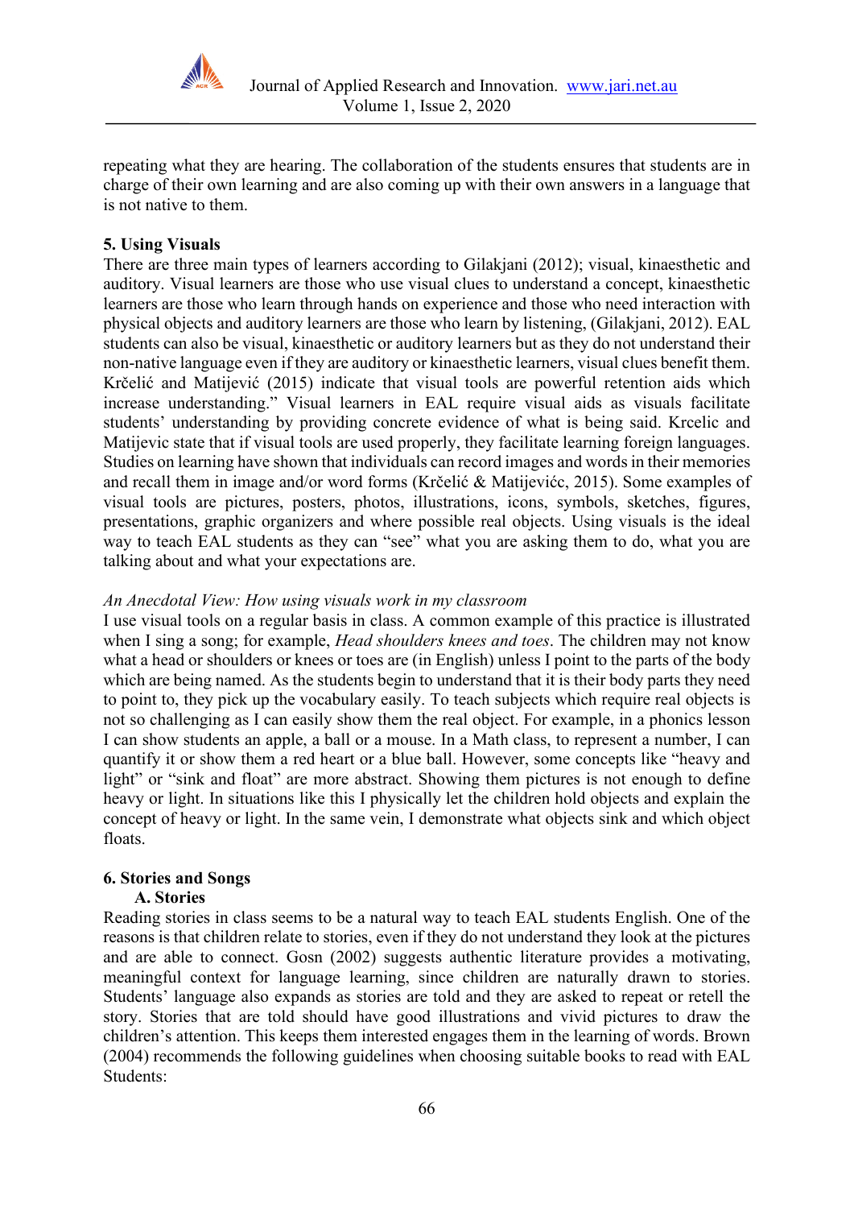repeating what they are hearing. The collaboration of the students ensures that students are in charge of their own learning and are also coming up with their own answers in a language that is not native to them.

## 5. Using Visuals

There are three main types of learners according to Gilakjani (2012); visual, kinaesthetic and auditory. Visual learners are those who use visual clues to understand a concept, kinaesthetic learners are those who learn through hands on experience and those who need interaction with physical objects and auditory learners are those who learn by listening, (Gilakjani, 2012). EAL students can also be visual, kinaesthetic or auditory learners but as they do not understand their non-native language even if they are auditory or kinaesthetic learners, visual clues benefit them. Krčelić and Matijević (2015) indicate that visual tools are powerful retention aids which increase understanding." Visual learners in EAL require visual aids as visuals facilitate students' understanding by providing concrete evidence of what is being said. Krcelic and Matijevic state that if visual tools are used properly, they facilitate learning foreign languages. Studies on learning have shown that individuals can record images and words in their memories and recall them in image and/or word forms (Krčelić & Matijevićc, 2015). Some examples of visual tools are pictures, posters, photos, illustrations, icons, symbols, sketches, figures, presentations, graphic organizers and where possible real objects. Using visuals is the ideal way to teach EAL students as they can "see" what you are asking them to do, what you are talking about and what your expectations are.

*An Anecdotal View: How using visuals work in my classroom*

I use visual tools on a regular basis in class. A common example of this practice is illustrated when I sing a song; for example, *Head shoulders knees and toes*. The children may not know what a head or shoulders or knees or toes are (in English) unless I point to the parts of the body which are being named. As the students begin to understand that it is their body parts they need to point to, they pick up the vocabulary easily. To teach subjects which require real objects is not so challenging as I can easily show them the real object. For example, in a phonics lesson I can show students an apple, a ball or a mouse. In a Math class, to represent a number, I can quantify it or show them a red heart or a blue ball. However, some concepts like "heavy and light" or "sink and float" are more abstract. Showing them pictures is not enough to define heavy or light. In situations like this I physically let the children hold objects and explain the concept of heavy or light. In the same vein, I demonstrate what objects sink and which object floats.

## 6. Stories and Songs

### A. Stories

Reading stories in class seems to be a natural way to teach EAL students English. One of the reasons is that children relate to stories, even if they do not understand they look at the pictures and are able to connect. Gosn (2002) suggests authentic literature provides a motivating, meaningful context for language learning, since children are naturally drawn to stories. Students' language also expands as stories are told and they are asked to repeat or retell the story. Stories that are told should have good illustrations and vivid pictures to draw the children's attention. This keeps them interested engages them in the learning of words. Brown (2004) recommends the following guidelines when choosing suitable books to read with EAL Students: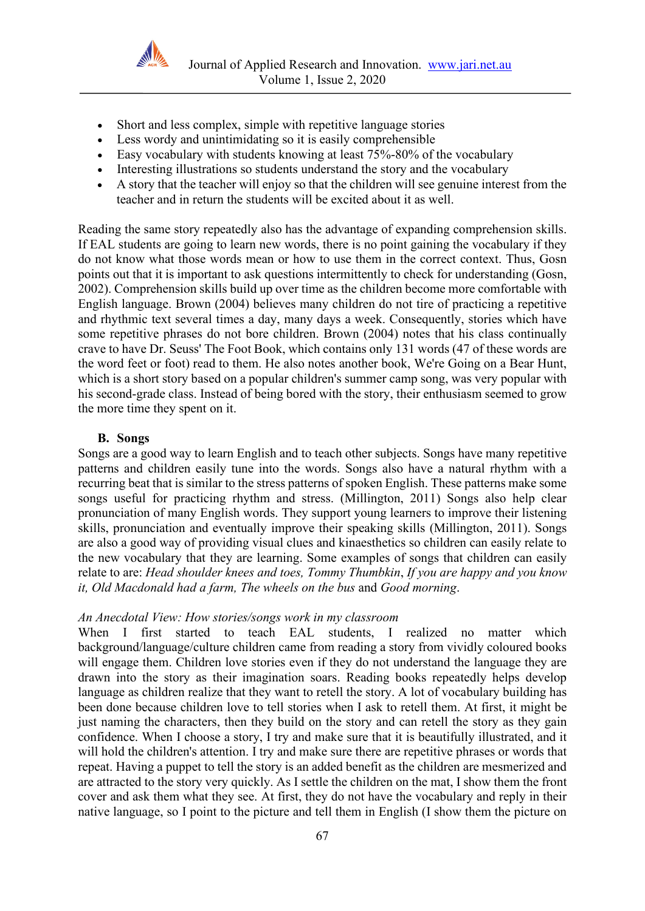- Short and less complex, simple with repetitive language stories
- Less wordy and unintimidating so it is easily comprehensible
- Easy vocabulary with students knowing at least 75%-80% of the vocabulary
- Interesting illustrations so students understand the story and the vocabulary
- A story that the teacher will enjoy so that the children will see genuine interest from the teacher and in return the students will be excited about it as well.

Reading the same story repeatedly also has the advantage of expanding comprehension skills. If EAL students are going to learn new words, there is no point gaining the vocabulary if they do not know what those words mean or how to use them in the correct context. Thus, Gosn points out that it is important to ask questions intermittently to check for understanding (Gosn, 2002). Comprehension skills build up over time as the children become more comfortable with English language. Brown (2004) believes many children do not tire of practicing a repetitive and rhythmic text several times a day, many days a week. Consequently, stories which have some repetitive phrases do not bore children. Brown (2004) notes that his class continually crave to have Dr. Seuss' The Foot Book, which contains only 131 words (47 of these words are the word feet or foot) read to them. He also notes another book, We're Going on a Bear Hunt, which is a short story based on a popular children's summer camp song, was very popular with his second-grade class. Instead of being bored with the story, their enthusiasm seemed to grow the more time they spent on it.

### B. Songs

Songs are a good way to learn English and to teach other subjects. Songs have many repetitive patterns and children easily tune into the words. Songs also have a natural rhythm with a recurring beat that is similar to the stress patterns of spoken English. These patterns make some songs useful for practicing rhythm and stress. (Millington, 2011) Songs also help clear pronunciation of many English words. They support young learners to improve their listening skills, pronunciation and eventually improve their speaking skills (Millington, 2011). Songs are also a good way of providing visual clues and kinaesthetics so children can easily relate to the new vocabulary that they are learning. Some examples of songs that children can easily relate to are: *Head shoulder knees and toes, Tommy Thumbkin*, *If you are happy and you know it, Old Macdonald had a farm, The wheels on the bus* and *Good morning*.

*An Anecdotal View: How stories/songs work in my classroom*

When I first started to teach EAL students, I realized no matter which background/language/culture children came from reading a story from vividly coloured books will engage them. Children love stories even if they do not understand the language they are drawn into the story as their imagination soars. Reading books repeatedly helps develop language as children realize that they want to retell the story. A lot of vocabulary building has been done because children love to tell stories when I ask to retell them. At first, it might be just naming the characters, then they build on the story and can retell the story as they gain confidence. When I choose a story, I try and make sure that it is beautifully illustrated, and it will hold the children's attention. I try and make sure there are repetitive phrases or words that repeat. Having a puppet to tell the story is an added benefit as the children are mesmerized and are attracted to the story very quickly. As I settle the children on the mat, I show them the front cover and ask them what they see. At first, they do not have the vocabulary and reply in their native language, so I point to the picture and tell them in English (I show them the picture on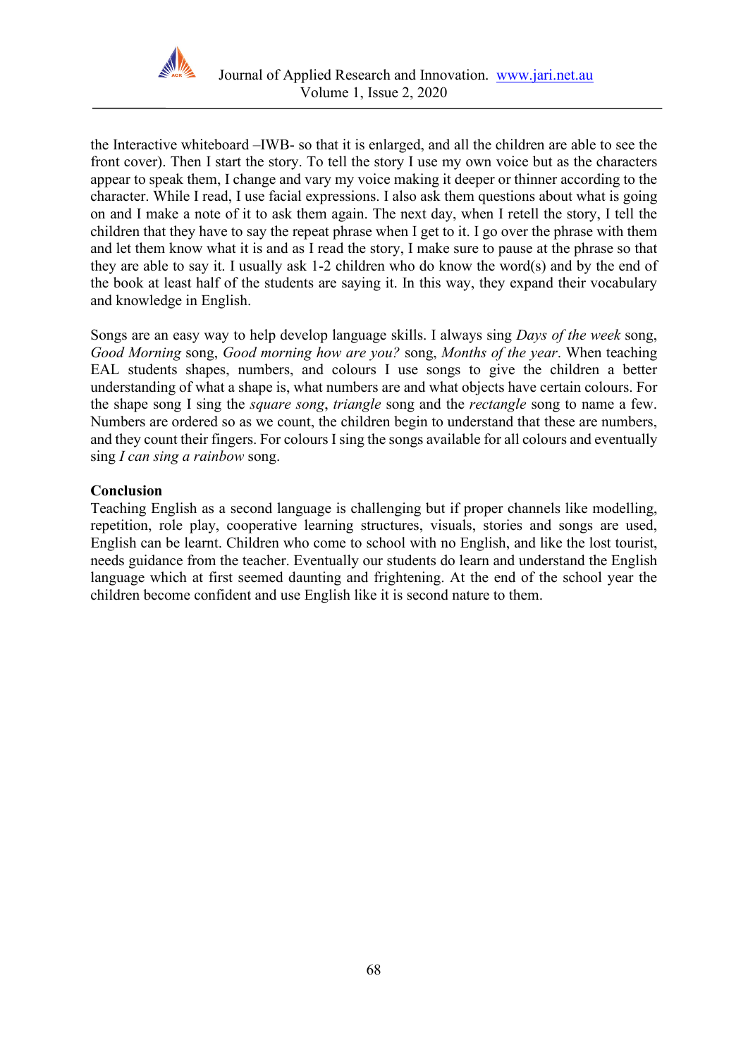the Interactive whiteboard –IWB- so that it is enlarged, and all the children are able to see the front cover). Then I start the story. To tell the story I use my own voice but as the characters appear to speak them, I change and vary my voice making it deeper or thinner according to the character. While I read, I use facial expressions. I also ask them questions about what is going on and I make a note of it to ask them again. The next day, when I retell the story, I tell the children that they have to say the repeat phrase when I get to it. I go over the phrase with them and let them know what it is and as I read the story, I make sure to pause at the phrase so that they are able to say it. I usually ask 1-2 children who do know the word(s) and by the end of the book at least half of the students are saying it. In this way, they expand their vocabulary and knowledge in English.

Songs are an easy way to help develop language skills. I always sing *Days of the week* song, *Good Morning* song, *Good morning how are you?* song, *Months of the year*. When teaching EAL students shapes, numbers, and colours I use songs to give the children a better understanding of what a shape is, what numbers are and what objects have certain colours. For the shape song I sing the *square song*, *triangle* song and the *rectangle* song to name a few. Numbers are ordered so as we count, the children begin to understand that these are numbers, and they count their fingers. For colours I sing the songs available for all colours and eventually sing *I can sing a rainbow* song.

**Conclusion**

Teaching English as a second language is challenging but if proper channels like modelling, repetition, role play, cooperative learning structures, visuals, stories and songs are used, English can be learnt. Children who come to school with no English, and like the lost tourist, needs guidance from the teacher. Eventually our students do learn and understand the English language which at first seemed daunting and frightening. At the end of the school year the children become confident and use English like it is second nature to them.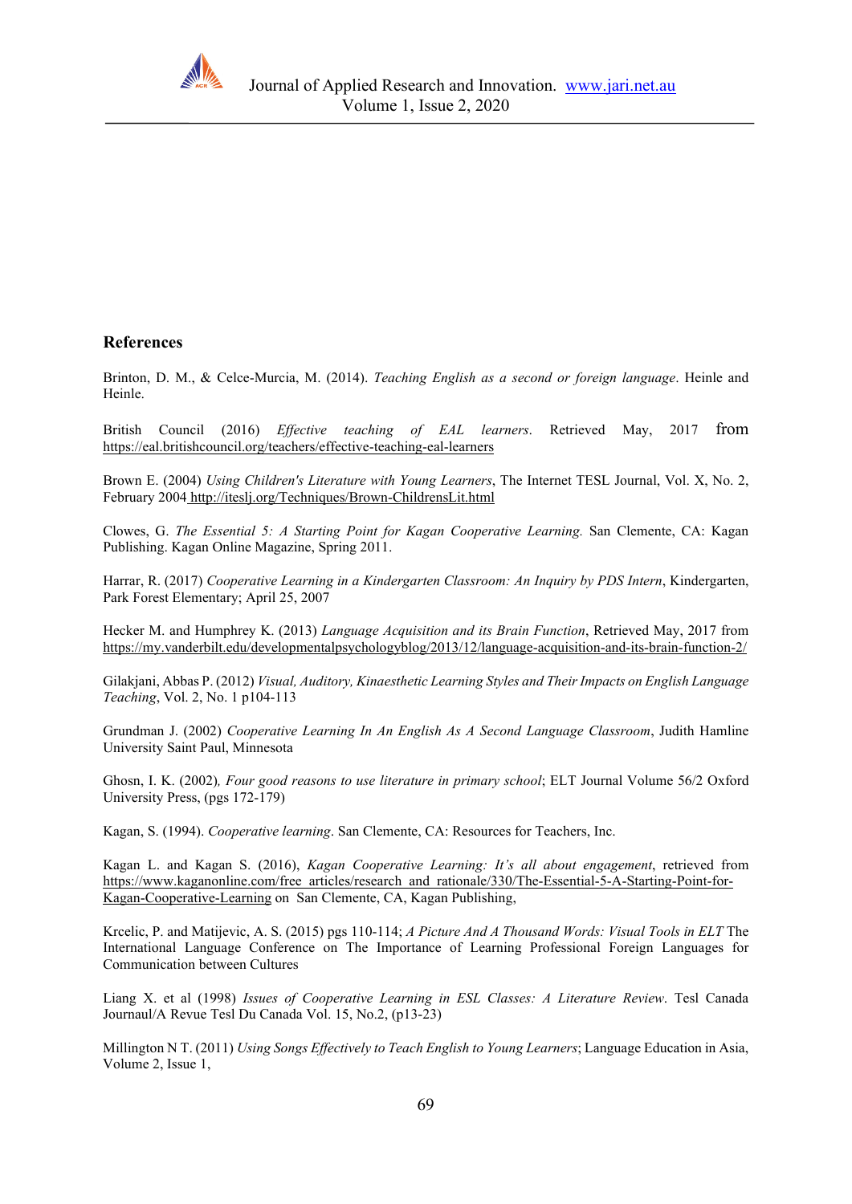## References

Brinton, D. M., & Celce-Murcia, M. (2014). *Teaching English as a second or foreign language*. Heinle and Heinle.

British Council (2016) *Effective teaching of EAL learners*. Retrieved May, 2017 from https://eal.britishcouncil.org/teachers/effective-teaching-eal-learners

Brown E. (2004) *Using Children's Literature with Young Learners*, The Internet TESL Journal, Vol. X, No. 2, February 2004 http://iteslj.org/Techniques/Brown-ChildrensLit.html

Clowes, G. *The Essential 5: A Starting Point for Kagan Cooperative Learning.* San Clemente, CA: Kagan Publishing. Kagan Online Magazine, Spring 2011.

Harrar, R. (2017) *Cooperative Learning in a Kindergarten Classroom: An Inquiry by PDS Intern*, Kindergarten, Park Forest Elementary; April 25, 2007

Hecker M. and Humphrey K. (2013) *Language Acquisition and its Brain Function*, Retrieved May, 2017 from https://my.vanderbilt.edu/developmentalpsychologyblog/2013/12/language-acquisition-and-its-brain-function-2/

Gilakjani, Abbas P. (2012) *Visual, Auditory, Kinaesthetic Learning Styles and Their Impacts on English Language Teaching*, Vol. 2, No. 1 p104-113

Grundman J. (2002) *Cooperative Learning In An English As A Second Language Classroom*, Judith Hamline University Saint Paul, Minnesota

Ghosn, I. K. (2002)*, Four good reasons to use literature in primary school*; ELT Journal Volume 56/2 Oxford University Press, (pgs 172-179)

Kagan, S. (1994). *Cooperative learning*. San Clemente, CA: Resources for Teachers, Inc.

Kagan L. and Kagan S. (2016), *Kagan Cooperative Learning: It's all about engagement*, retrieved from https://www.kaganonline.com/free_articles/research_and_rationale/330/The-Essential-5-A-Starting-Point-for-Kagan-Cooperative-Learning on San Clemente, CA, Kagan Publishing,

Krcelic, P. and Matijevic, A. S. (2015) pgs 110-114; *A Picture And A Thousand Words: Visual Tools in ELT* The International Language Conference on The Importance of Learning Professional Foreign Languages for Communication between Cultures

Liang X. et al (1998) *Issues of Cooperative Learning in ESL Classes: A Literature Review*. Tesl Canada Journaul/A Revue Tesl Du Canada Vol. 15, No.2, (p13-23)

Millington N T. (2011) *Using Songs Effectively to Teach English to Young Learners*; Language Education in Asia, Volume 2, Issue 1,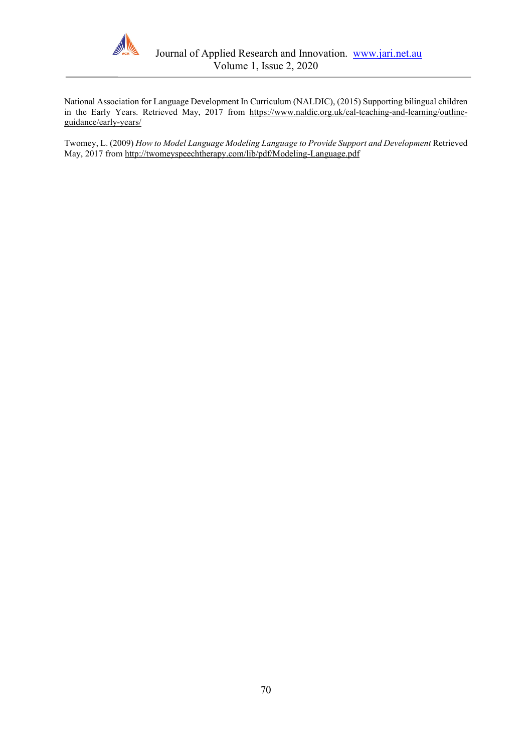National Association for Language Development In Curriculum (NALDIC), (2015) Supporting bilingual children in the Early Years. Retrieved May, 2017 from https://www.naldic.org.uk/eal-teaching-and-learning/outline-guidance/early-years/

Twomey, L. (2009) *How to Model Language Modeling Language to Provide Support and Development* Retrieved May, 2017 from http://twomeyspeechtherapy.com/lib/pdf/Modeling-Language.pdf